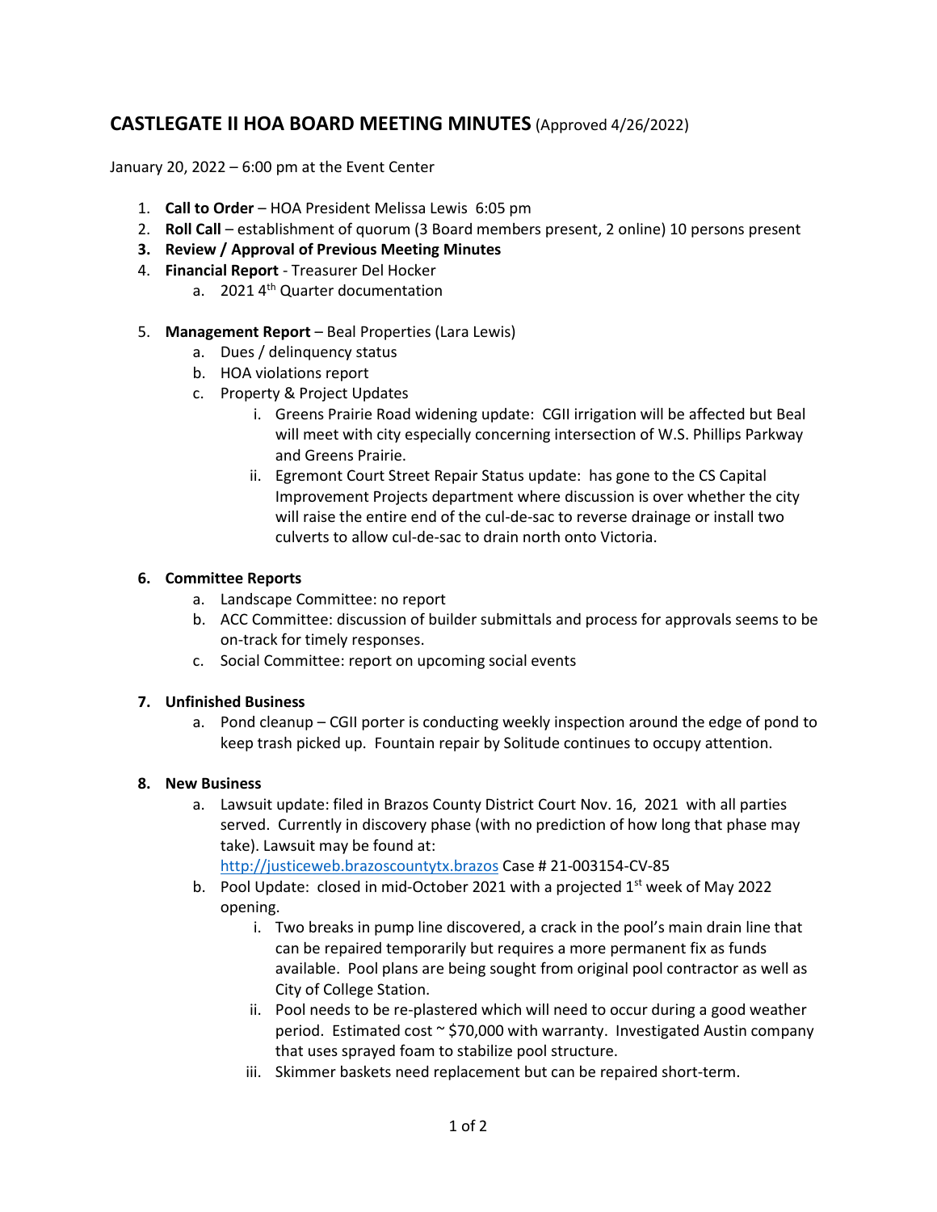# CASTLEGATE II HOA BOARD MEETING MINUTES (Approved 4/26/2022)

January 20, 2022 – 6:00 pm at the Event Center

1. **Call to Order** – HOA President Melissa Lewis 6:05 pm
2. **Roll Call** – establishment of quorum (3 Board members present, 2 online) 10 persons present
3. **Review / Approval of Previous Meeting Minutes**
4. **Financial Report** - Treasurer Del Hocker
    a. 2021 4th Quarter documentation
5. **Management Report** – Beal Properties (Lara Lewis)
    a. Dues / delinquency status
    b. HOA violations report
    c. Property & Project Updates
        i. Greens Prairie Road widening update: CGII irrigation will be affected but Beal will meet with city especially concerning intersection of W.S. Phillips Parkway and Greens Prairie.
        ii. Egremont Court Street Repair Status update: has gone to the CS Capital Improvement Projects department where discussion is over whether the city will raise the entire end of the cul-de-sac to reverse drainage or install two culverts to allow cul-de-sac to drain north onto Victoria.
6. **Committee Reports**
    a. Landscape Committee: no report
    b. ACC Committee: discussion of builder submittals and process for approvals seems to be on-track for timely responses.
    c. Social Committee: report on upcoming social events
7. **Unfinished Business**
    a. Pond cleanup – CGII porter is conducting weekly inspection around the edge of pond to keep trash picked up. Fountain repair by Solitude continues to occupy attention.
8. **New Business**
    a. Lawsuit update: filed in Brazos County District Court Nov. 16, 2021 with all parties served. Currently in discovery phase (with no prediction of how long that phase may take). Lawsuit may be found at: http://justiceweb.brazoscountytx.brazos Case # 21-003154-CV-85
    b. Pool Update: closed in mid-October 2021 with a projected 1st week of May 2022 opening.
        i. Two breaks in pump line discovered, a crack in the pool's main drain line that can be repaired temporarily but requires a more permanent fix as funds available. Pool plans are being sought from original pool contractor as well as City of College Station.
        ii. Pool needs to be re-plastered which will need to occur during a good weather period. Estimated cost ~ $70,000 with warranty. Investigated Austin company that uses sprayed foam to stabilize pool structure.
        iii. Skimmer baskets need replacement but can be repaired short-term.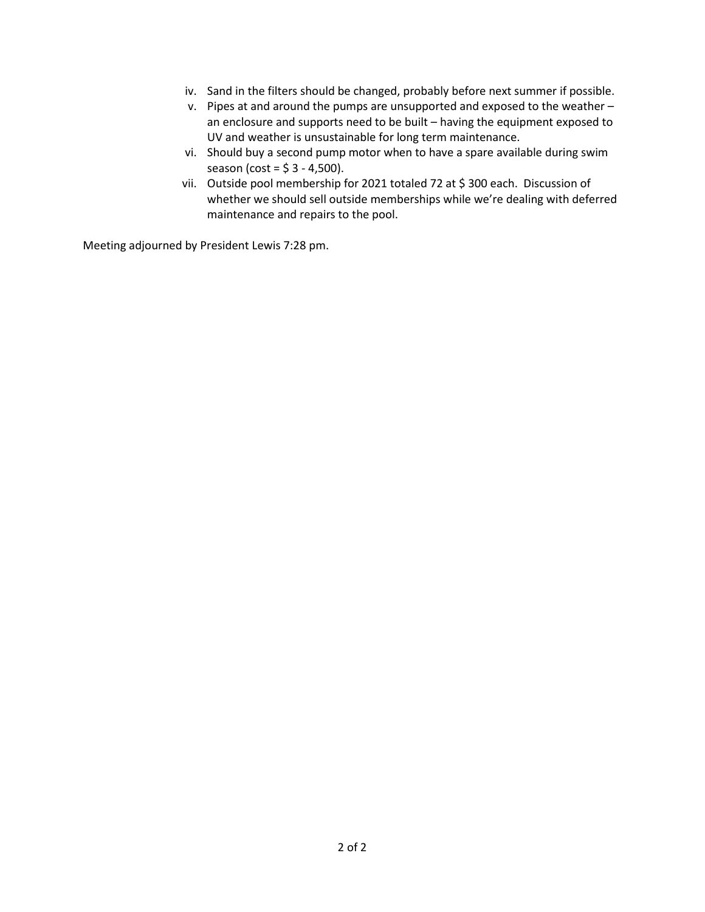iv. Sand in the filters should be changed, probably before next summer if possible.
v. Pipes at and around the pumps are unsupported and exposed to the weather – an enclosure and supports need to be built – having the equipment exposed to UV and weather is unsustainable for long term maintenance.
vi. Should buy a second pump motor when to have a spare available during swim season (cost = $ 3 - 4,500).
vii. Outside pool membership for 2021 totaled 72 at $ 300 each. Discussion of whether we should sell outside memberships while we're dealing with deferred maintenance and repairs to the pool.

Meeting adjourned by President Lewis 7:28 pm.